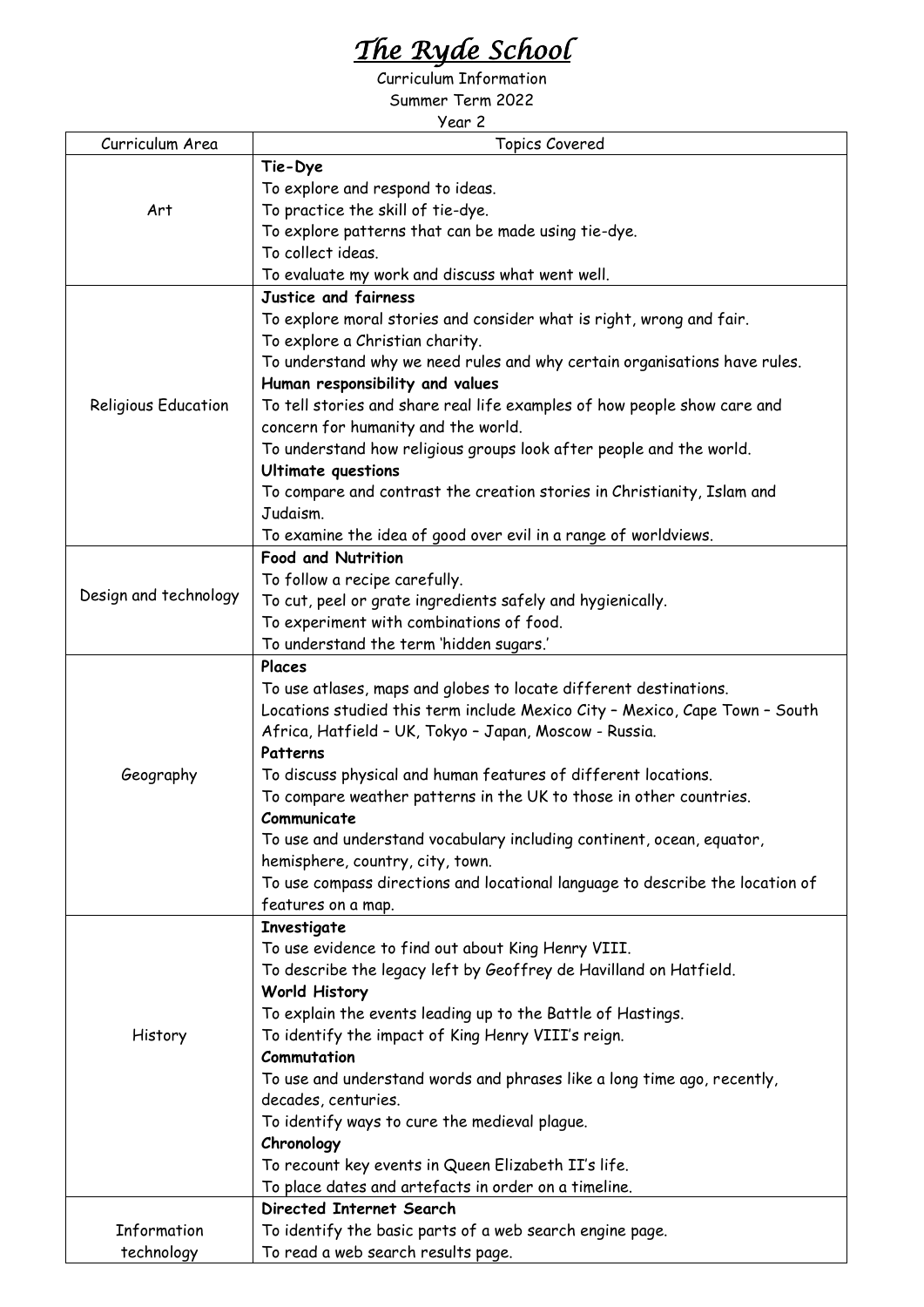# *The Ryde School*

Curriculum Information

Summer Term 2022

Year 2

| Curriculum Area | Topics Covered |
|---|---|
| Art | **Tie-Dye**<br>To explore and respond to ideas.<br>To practice the skill of tie-dye.<br>To explore patterns that can be made using tie-dye.<br>To collect ideas.<br>To evaluate my work and discuss what went well. |
| Religious Education | **Justice and fairness**<br>To explore moral stories and consider what is right, wrong and fair.<br>To explore a Christian charity.<br>To understand why we need rules and why certain organisations have rules.<br>**Human responsibility and values**<br>To tell stories and share real life examples of how people show care and concern for humanity and the world.<br>To understand how religious groups look after people and the world.<br>**Ultimate questions**<br>To compare and contrast the creation stories in Christianity, Islam and Judaism.<br>To examine the idea of good over evil in a range of worldviews. |
| Design and technology | **Food and Nutrition**<br>To follow a recipe carefully.<br>To cut, peel or grate ingredients safely and hygienically.<br>To experiment with combinations of food.<br>To understand the term 'hidden sugars.' |
| Geography | **Places**<br>To use atlases, maps and globes to locate different destinations.<br>Locations studied this term include Mexico City – Mexico, Cape Town – South Africa, Hatfield – UK, Tokyo – Japan, Moscow - Russia.<br>**Patterns**<br>To discuss physical and human features of different locations.<br>To compare weather patterns in the UK to those in other countries.<br>**Communicate**<br>To use and understand vocabulary including continent, ocean, equator, hemisphere, country, city, town.<br>To use compass directions and locational language to describe the location of features on a map. |
| History | **Investigate**<br>To use evidence to find out about King Henry VIII.<br>To describe the legacy left by Geoffrey de Havilland on Hatfield.<br>**World History**<br>To explain the events leading up to the Battle of Hastings.<br>To identify the impact of King Henry VIII's reign.<br>**Commutation**<br>To use and understand words and phrases like a long time ago, recently, decades, centuries.<br>To identify ways to cure the medieval plague.<br>**Chronology**<br>To recount key events in Queen Elizabeth II's life.<br>To place dates and artefacts in order on a timeline. |
| Information technology | **Directed Internet Search**<br>To identify the basic parts of a web search engine page.<br>To read a web search results page. |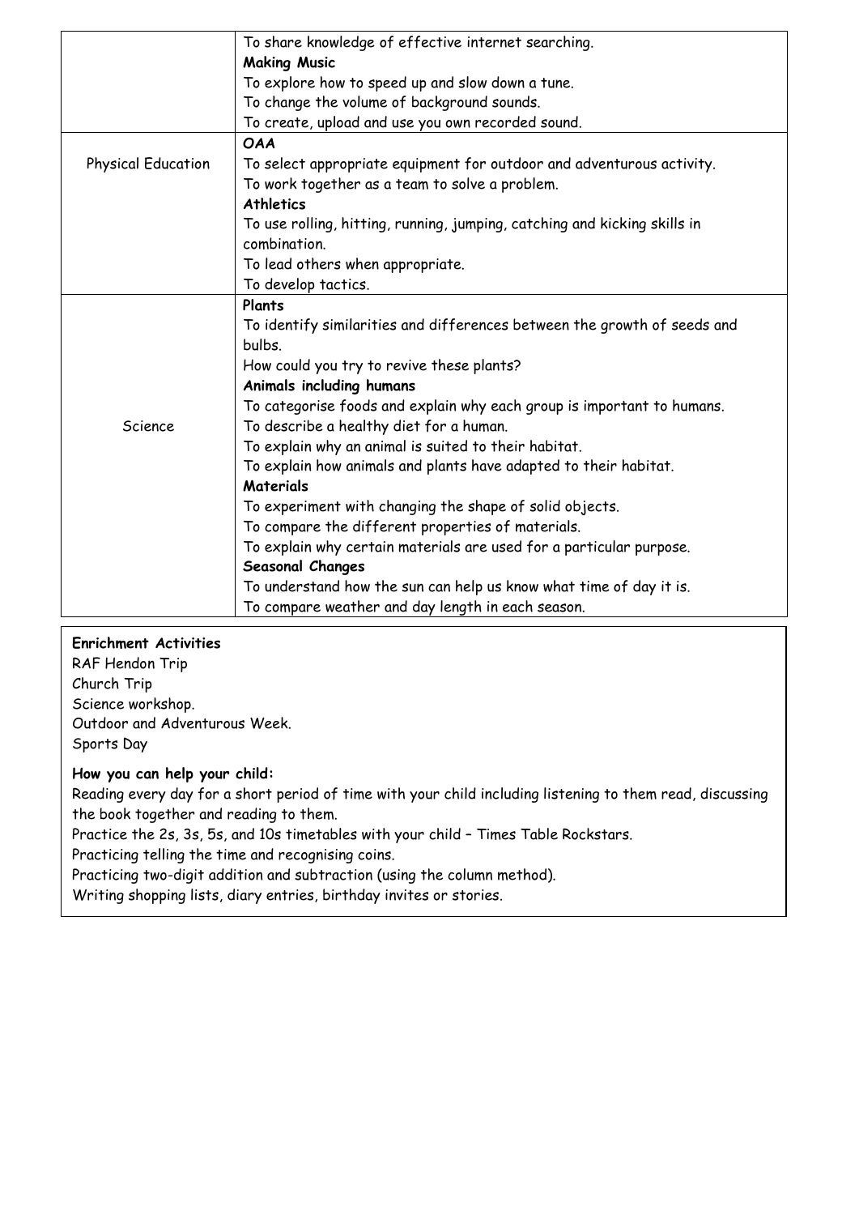| | |
|---|---|
| | To share knowledge of effective internet searching.<br>**Making Music**<br>To explore how to speed up and slow down a tune.<br>To change the volume of background sounds.<br>To create, upload and use you own recorded sound. |
| Physical Education | ***OAA***<br>To select appropriate equipment for outdoor and adventurous activity.<br>To work together as a team to solve a problem.<br>**Athletics**<br>To use rolling, hitting, running, jumping, catching and kicking skills in combination.<br>To lead others when appropriate.<br>To develop tactics. |
| Science | **Plants**<br>To identify similarities and differences between the growth of seeds and bulbs.<br>How could you try to revive these plants?<br>**Animals including humans**<br>To categorise foods and explain why each group is important to humans.<br>To describe a healthy diet for a human.<br>To explain why an animal is suited to their habitat.<br>To explain how animals and plants have adapted to their habitat.<br>**Materials**<br>To experiment with changing the shape of solid objects.<br>To compare the different properties of materials.<br>To explain why certain materials are used for a particular purpose.<br>**Seasonal Changes**<br>To understand how the sun can help us know what time of day it is.<br>To compare weather and day length in each season. |

**Enrichment Activities**

RAF Hendon Trip
Church Trip
Science workshop.
Outdoor and Adventurous Week.
Sports Day

**How you can help your child:**

Reading every day for a short period of time with your child including listening to them read, discussing the book together and reading to them.
Practice the 2s, 3s, 5s, and 10s timetables with your child – Times Table Rockstars.
Practicing telling the time and recognising coins.
Practicing two-digit addition and subtraction (using the column method).
Writing shopping lists, diary entries, birthday invites or stories.